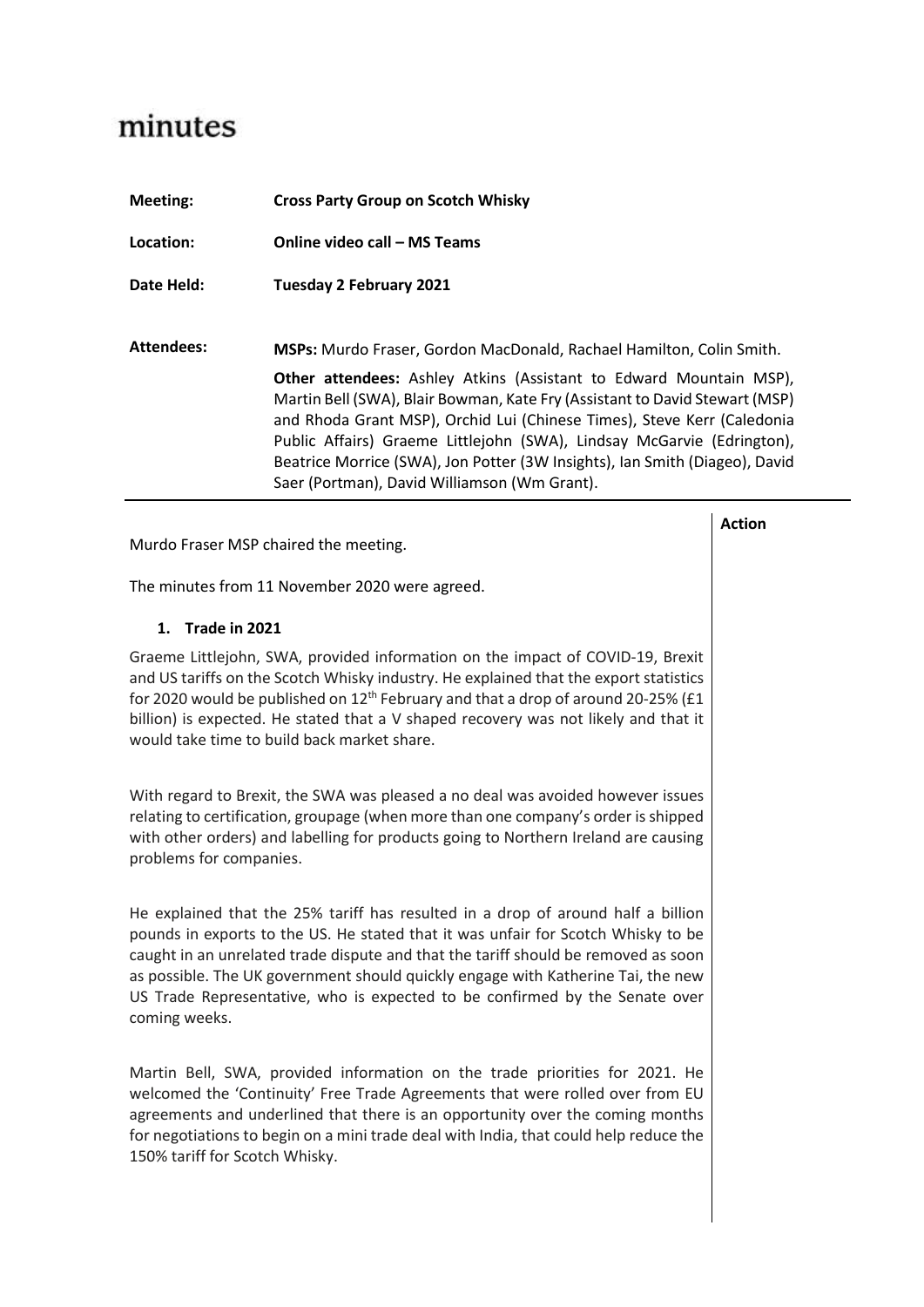# minutes

| | |
|---|---|
| **Meeting:** | **Cross Party Group on Scotch Whisky** |
| **Location:** | **Online video call – MS Teams** |
| **Date Held:** | **Tuesday 2 February 2021** |
| **Attendees:** | **MSPs:** Murdo Fraser, Gordon MacDonald, Rachael Hamilton, Colin Smith.<br><br>**Other attendees:** Ashley Atkins (Assistant to Edward Mountain MSP), Martin Bell (SWA), Blair Bowman, Kate Fry (Assistant to David Stewart (MSP) and Rhoda Grant MSP), Orchid Lui (Chinese Times), Steve Kerr (Caledonia Public Affairs) Graeme Littlejohn (SWA), Lindsay McGarvie (Edrington), Beatrice Morrice (SWA), Jon Potter (3W Insights), Ian Smith (Diageo), David Saer (Portman), David Williamson (Wm Grant). |

**Action**

Murdo Fraser MSP chaired the meeting.

The minutes from 11 November 2020 were agreed.

1. **Trade in 2021**

Graeme Littlejohn, SWA, provided information on the impact of COVID-19, Brexit and US tariffs on the Scotch Whisky industry. He explained that the export statistics for 2020 would be published on 12th February and that a drop of around 20-25% (£1 billion) is expected. He stated that a V shaped recovery was not likely and that it would take time to build back market share.

With regard to Brexit, the SWA was pleased a no deal was avoided however issues relating to certification, groupage (when more than one company's order is shipped with other orders) and labelling for products going to Northern Ireland are causing problems for companies.

He explained that the 25% tariff has resulted in a drop of around half a billion pounds in exports to the US. He stated that it was unfair for Scotch Whisky to be caught in an unrelated trade dispute and that the tariff should be removed as soon as possible. The UK government should quickly engage with Katherine Tai, the new US Trade Representative, who is expected to be confirmed by the Senate over coming weeks.

Martin Bell, SWA, provided information on the trade priorities for 2021. He welcomed the 'Continuity' Free Trade Agreements that were rolled over from EU agreements and underlined that there is an opportunity over the coming months for negotiations to begin on a mini trade deal with India, that could help reduce the 150% tariff for Scotch Whisky.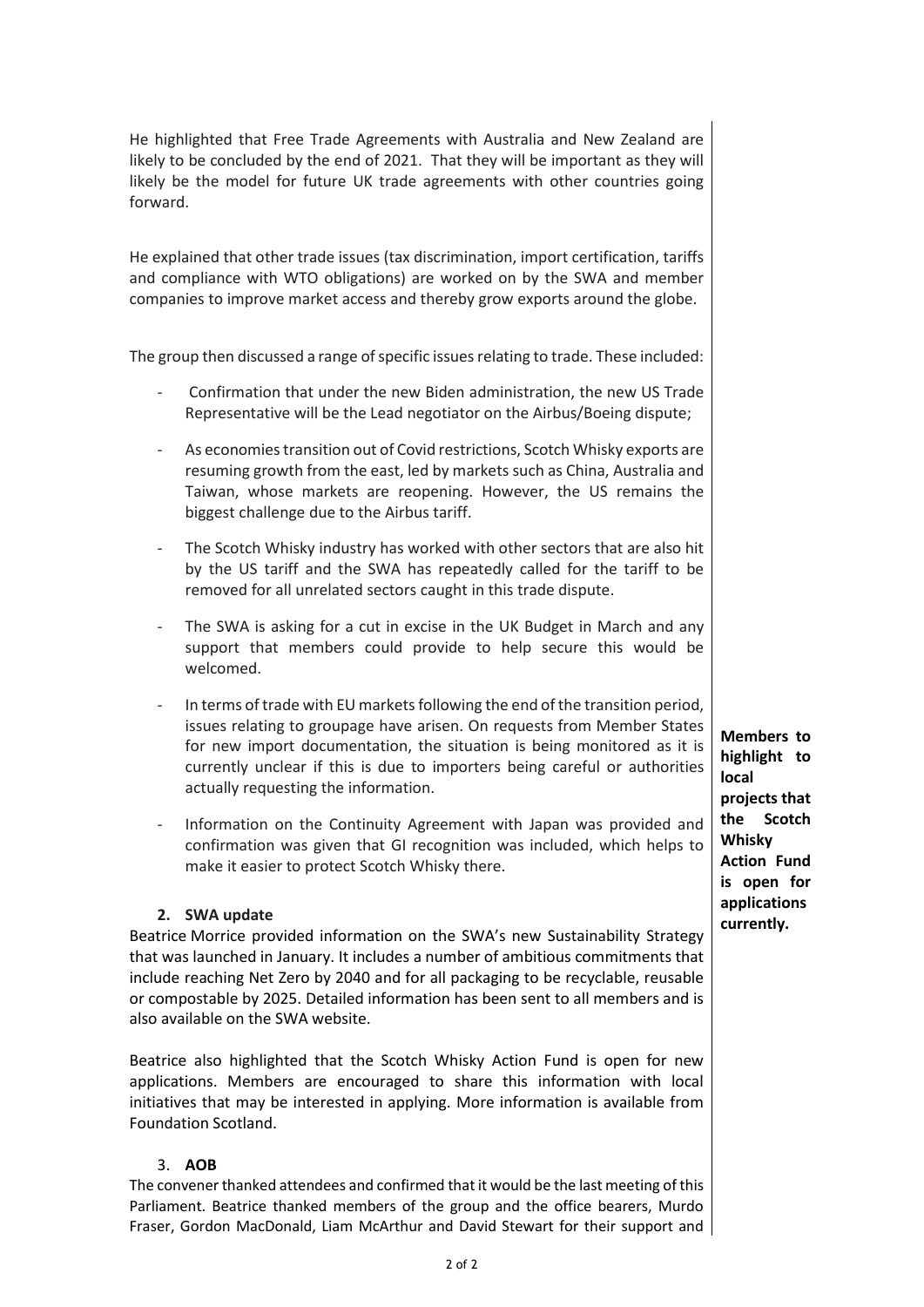He highlighted that Free Trade Agreements with Australia and New Zealand are likely to be concluded by the end of 2021. That they will be important as they will likely be the model for future UK trade agreements with other countries going forward.

He explained that other trade issues (tax discrimination, import certification, tariffs and compliance with WTO obligations) are worked on by the SWA and member companies to improve market access and thereby grow exports around the globe.

The group then discussed a range of specific issues relating to trade. These included:

- Confirmation that under the new Biden administration, the new US Trade Representative will be the Lead negotiator on the Airbus/Boeing dispute;
- As economies transition out of Covid restrictions, Scotch Whisky exports are resuming growth from the east, led by markets such as China, Australia and Taiwan, whose markets are reopening. However, the US remains the biggest challenge due to the Airbus tariff.
- The Scotch Whisky industry has worked with other sectors that are also hit by the US tariff and the SWA has repeatedly called for the tariff to be removed for all unrelated sectors caught in this trade dispute.
- The SWA is asking for a cut in excise in the UK Budget in March and any support that members could provide to help secure this would be welcomed.
- In terms of trade with EU markets following the end of the transition period, issues relating to groupage have arisen. On requests from Member States for new import documentation, the situation is being monitored as it is currently unclear if this is due to importers being careful or authorities actually requesting the information.
- Information on the Continuity Agreement with Japan was provided and confirmation was given that GI recognition was included, which helps to make it easier to protect Scotch Whisky there.

**2. SWA update**

Beatrice Morrice provided information on the SWA's new Sustainability Strategy that was launched in January. It includes a number of ambitious commitments that include reaching Net Zero by 2040 and for all packaging to be recyclable, reusable or compostable by 2025. Detailed information has been sent to all members and is also available on the SWA website.

Beatrice also highlighted that the Scotch Whisky Action Fund is open for new applications. Members are encouraged to share this information with local initiatives that may be interested in applying. More information is available from Foundation Scotland.

**Members to highlight to local projects that the Scotch Whisky Action Fund is open for applications currently.**

3. **AOB**

The convener thanked attendees and confirmed that it would be the last meeting of this Parliament. Beatrice thanked members of the group and the office bearers, Murdo Fraser, Gordon MacDonald, Liam McArthur and David Stewart for their support and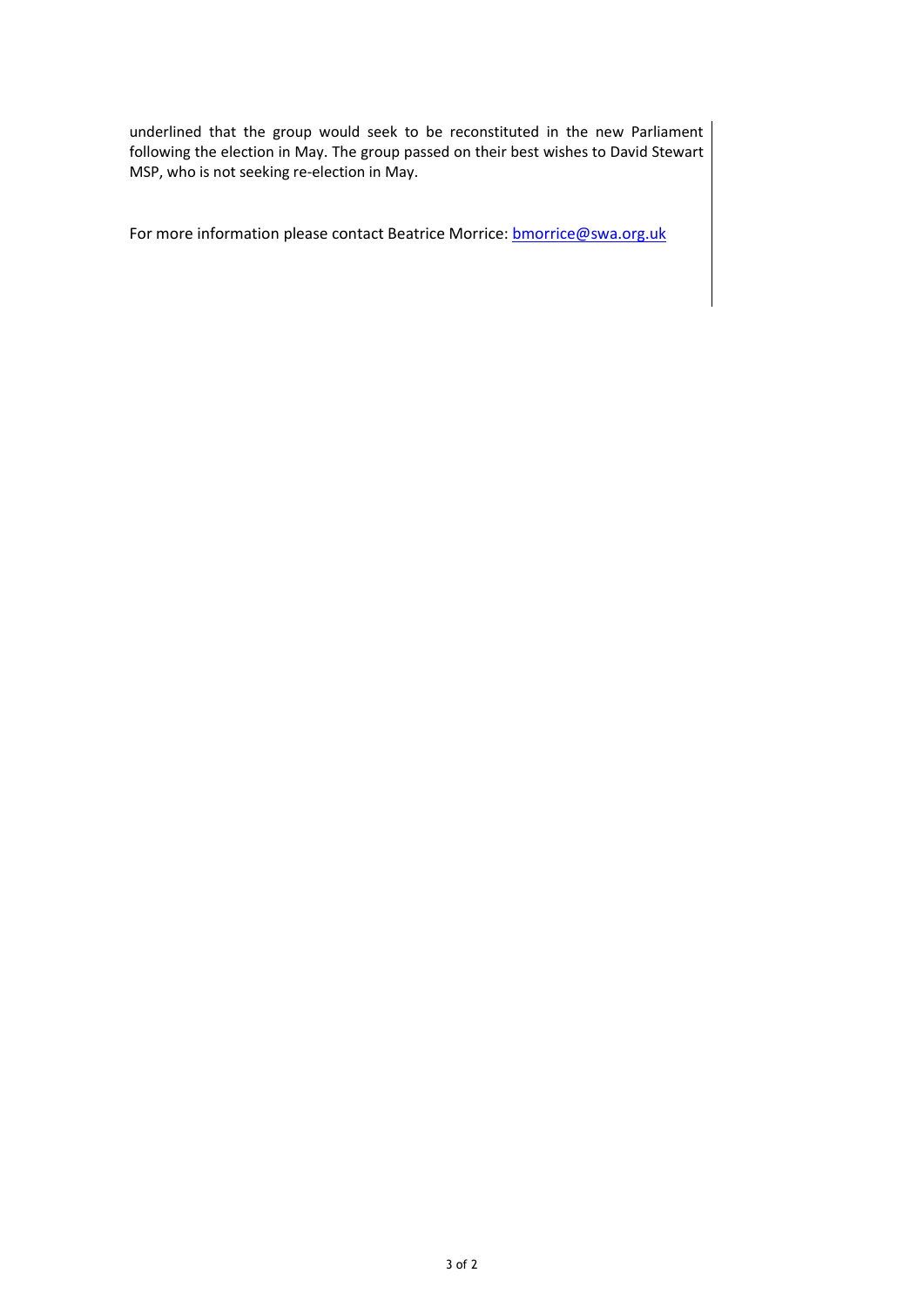underlined that the group would seek to be reconstituted in the new Parliament following the election in May. The group passed on their best wishes to David Stewart MSP, who is not seeking re-election in May.

For more information please contact Beatrice Morrice: bmorrice@swa.org.uk